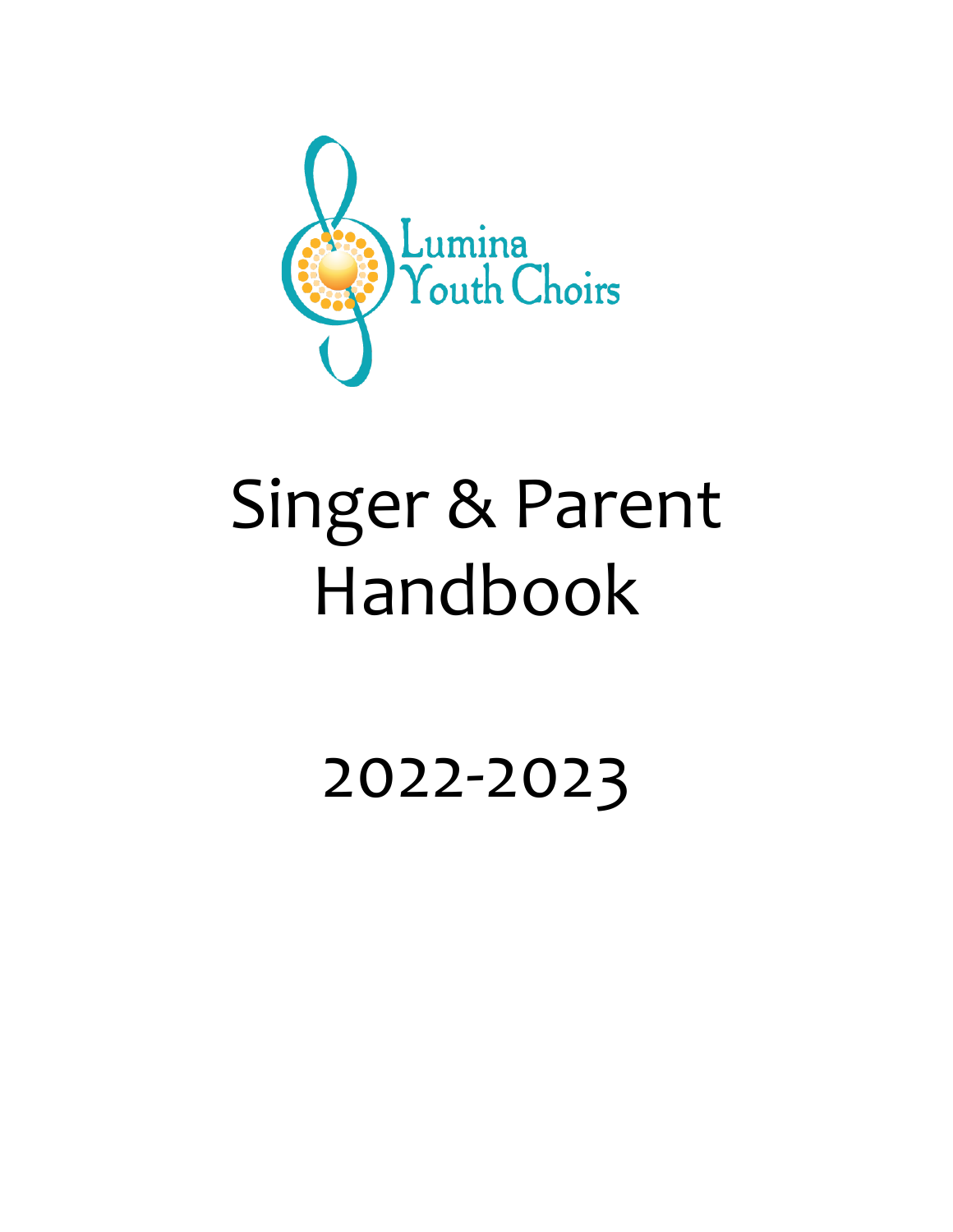Lumina Youth Choirs

# Singer & Parent Handbook

# 2022-2023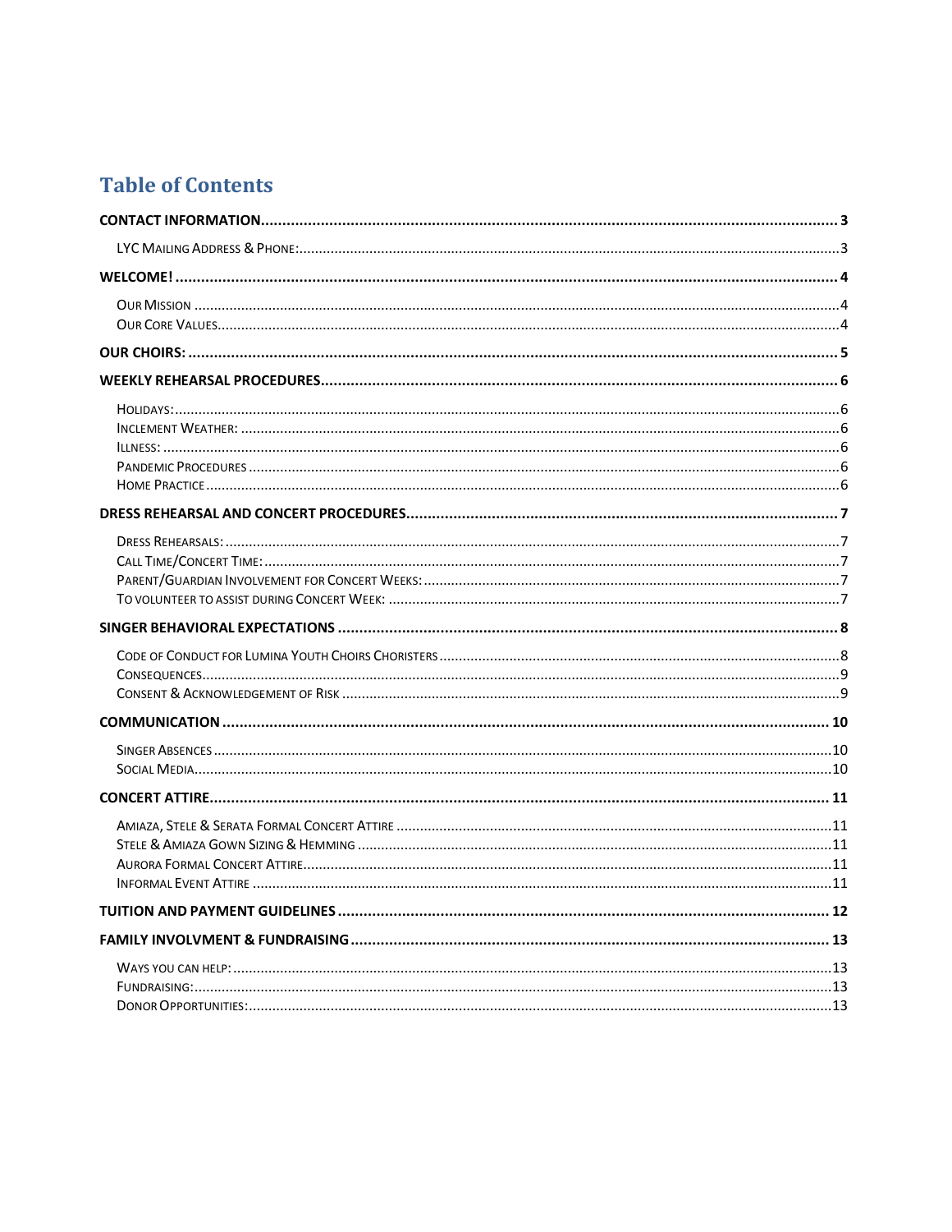# Table of Contents

**CONTACT INFORMATION** ..... 3

- LYC MAILING ADDRESS & PHONE: ..... 3

**WELCOME!** ..... 4

- OUR MISSION ..... 4
- OUR CORE VALUES ..... 4

**OUR CHOIRS:** ..... 5

**WEEKLY REHEARSAL PROCEDURES** ..... 6

- HOLIDAYS: ..... 6
- INCLEMENT WEATHER: ..... 6
- ILLNESS: ..... 6
- PANDEMIC PROCEDURES ..... 6
- HOME PRACTICE ..... 6

**DRESS REHEARSAL AND CONCERT PROCEDURES** ..... 7

- DRESS REHEARSALS: ..... 7
- CALL TIME/CONCERT TIME: ..... 7
- PARENT/GUARDIAN INVOLVEMENT FOR CONCERT WEEKS: ..... 7
- TO VOLUNTEER TO ASSIST DURING CONCERT WEEK: ..... 7

**SINGER BEHAVIORAL EXPECTATIONS** ..... 8

- CODE OF CONDUCT FOR LUMINA YOUTH CHOIRS CHORISTERS ..... 8
- CONSEQUENCES ..... 9
- CONSENT & ACKNOWLEDGEMENT OF RISK ..... 9

**COMMUNICATION** ..... 10

- SINGER ABSENCES ..... 10
- SOCIAL MEDIA ..... 10

**CONCERT ATTIRE** ..... 11

- AMIAZA, STELE & SERATA FORMAL CONCERT ATTIRE ..... 11
- STELE & AMIAZA GOWN SIZING & HEMMING ..... 11
- AURORA FORMAL CONCERT ATTIRE ..... 11
- INFORMAL EVENT ATTIRE ..... 11

**TUITION AND PAYMENT GUIDELINES** ..... 12

**FAMILY INVOLVMENT & FUNDRAISING** ..... 13

- WAYS YOU CAN HELP: ..... 13
- FUNDRAISING: ..... 13
- DONOR OPPORTUNITIES: ..... 13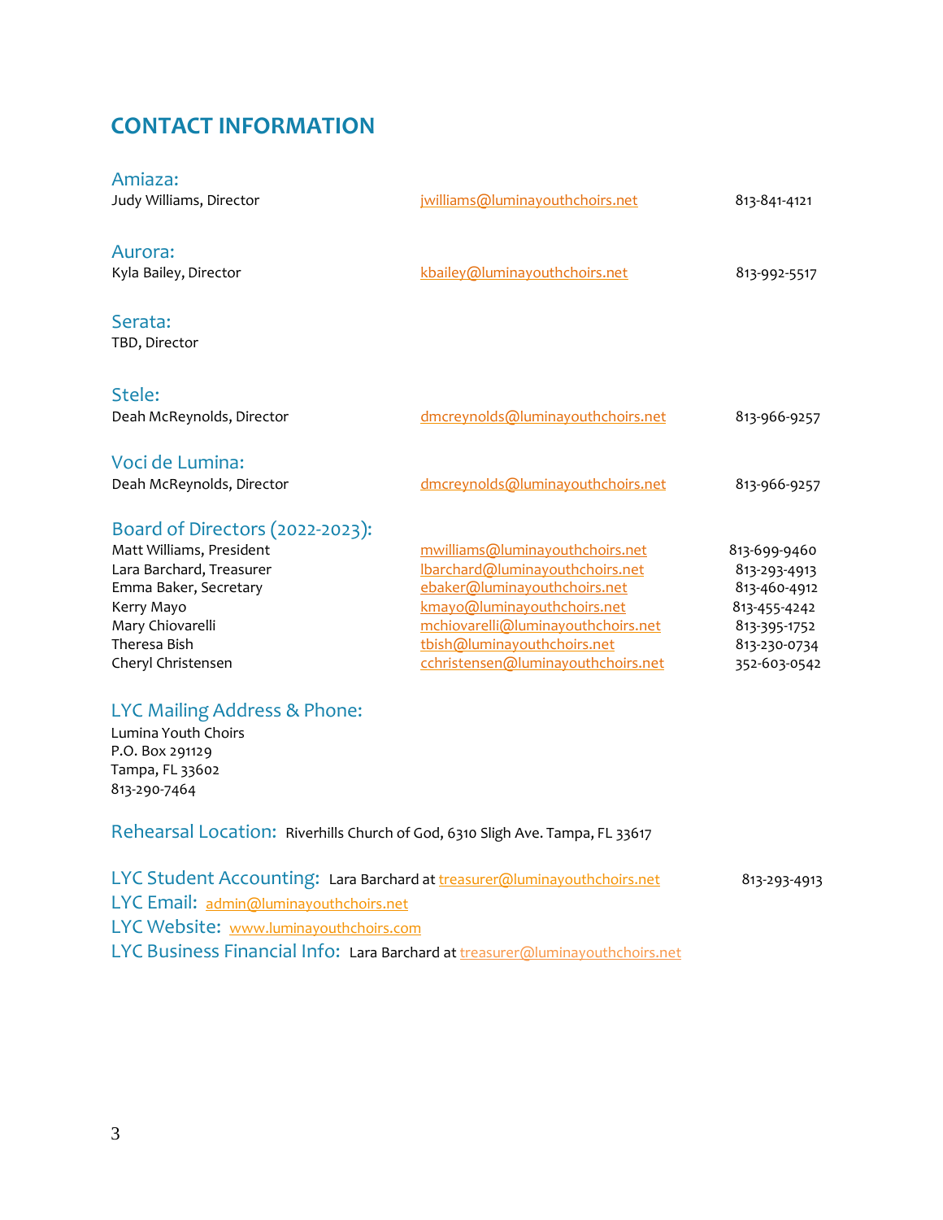# CONTACT INFORMATION

### Amiaza:

Judy Williams, Director — jwilliams@luminayouthchoirs.net — 813-841-4121

### Aurora:

Kyla Bailey, Director — kbailey@luminayouthchoirs.net — 813-992-5517

### Serata:

TBD, Director

### Stele:

Deah McReynolds, Director — dmcreynolds@luminayouthchoirs.net — 813-966-9257

### Voci de Lumina:

Deah McReynolds, Director — dmcreynolds@luminayouthchoirs.net — 813-966-9257

### Board of Directors (2022-2023):

| | | |
|---|---|---|
| Matt Williams, President | mwilliams@luminayouthchoirs.net | 813-699-9460 |
| Lara Barchard, Treasurer | lbarchard@luminayouthchoirs.net | 813-293-4913 |
| Emma Baker, Secretary | ebaker@luminayouthchoirs.net | 813-460-4912 |
| Kerry Mayo | kmayo@luminayouthchoirs.net | 813-455-4242 |
| Mary Chiovarelli | mchiovarelli@luminayouthchoirs.net | 813-395-1752 |
| Theresa Bish | tbish@luminayouthchoirs.net | 813-230-0734 |
| Cheryl Christensen | cchristensen@luminayouthchoirs.net | 352-603-0542 |

### LYC Mailing Address & Phone:

Lumina Youth Choirs
P.O. Box 291129
Tampa, FL 33602
813-290-7464

**Rehearsal Location:** Riverhills Church of God, 6310 Sligh Ave. Tampa, FL 33617

**LYC Student Accounting:** Lara Barchard at treasurer@luminayouthchoirs.net 813-293-4913
**LYC Email:** admin@luminayouthchoirs.net
**LYC Website:** www.luminayouthchoirs.com
**LYC Business Financial Info:** Lara Barchard at treasurer@luminayouthchoirs.net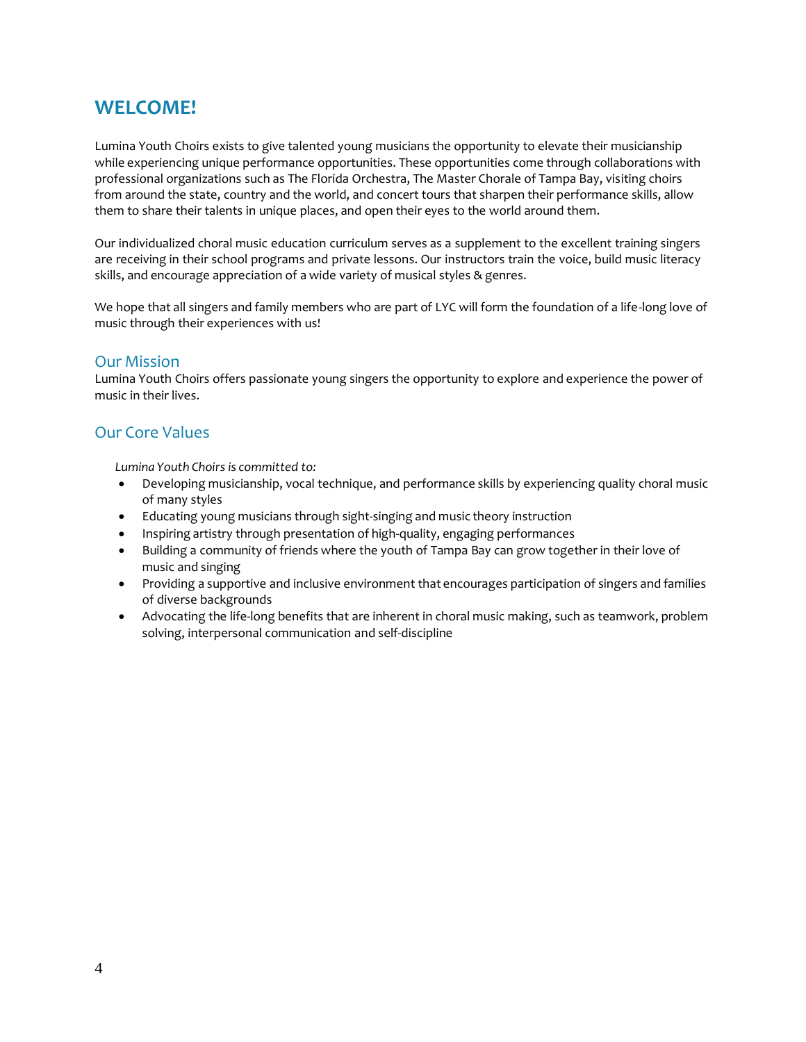# WELCOME!

Lumina Youth Choirs exists to give talented young musicians the opportunity to elevate their musicianship while experiencing unique performance opportunities. These opportunities come through collaborations with professional organizations such as The Florida Orchestra, The Master Chorale of Tampa Bay, visiting choirs from around the state, country and the world, and concert tours that sharpen their performance skills, allow them to share their talents in unique places, and open their eyes to the world around them.

Our individualized choral music education curriculum serves as a supplement to the excellent training singers are receiving in their school programs and private lessons. Our instructors train the voice, build music literacy skills, and encourage appreciation of a wide variety of musical styles & genres.

We hope that all singers and family members who are part of LYC will form the foundation of a life-long love of music through their experiences with us!

## Our Mission

Lumina Youth Choirs offers passionate young singers the opportunity to explore and experience the power of music in their lives.

## Our Core Values

*Lumina Youth Choirs is committed to:*

- Developing musicianship, vocal technique, and performance skills by experiencing quality choral music of many styles
- Educating young musicians through sight-singing and music theory instruction
- Inspiring artistry through presentation of high-quality, engaging performances
- Building a community of friends where the youth of Tampa Bay can grow together in their love of music and singing
- Providing a supportive and inclusive environment that encourages participation of singers and families of diverse backgrounds
- Advocating the life-long benefits that are inherent in choral music making, such as teamwork, problem solving, interpersonal communication and self-discipline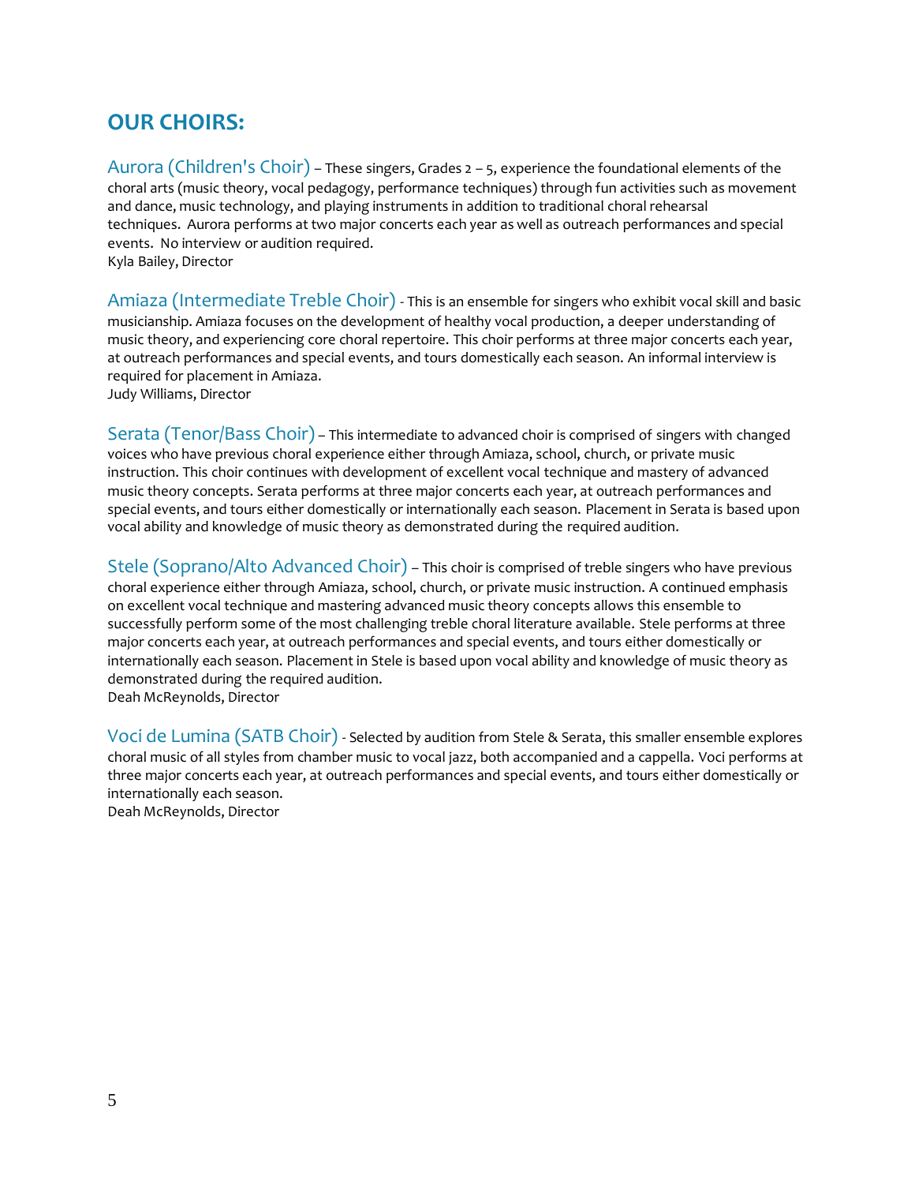## OUR CHOIRS:

Aurora (Children's Choir) – These singers, Grades 2 – 5, experience the foundational elements of the choral arts (music theory, vocal pedagogy, performance techniques) through fun activities such as movement and dance, music technology, and playing instruments in addition to traditional choral rehearsal techniques. Aurora performs at two major concerts each year as well as outreach performances and special events. No interview or audition required.
Kyla Bailey, Director

Amiaza (Intermediate Treble Choir) - This is an ensemble for singers who exhibit vocal skill and basic musicianship. Amiaza focuses on the development of healthy vocal production, a deeper understanding of music theory, and experiencing core choral repertoire. This choir performs at three major concerts each year, at outreach performances and special events, and tours domestically each season. An informal interview is required for placement in Amiaza.
Judy Williams, Director

Serata (Tenor/Bass Choir) – This intermediate to advanced choir is comprised of singers with changed voices who have previous choral experience either through Amiaza, school, church, or private music instruction. This choir continues with development of excellent vocal technique and mastery of advanced music theory concepts. Serata performs at three major concerts each year, at outreach performances and special events, and tours either domestically or internationally each season. Placement in Serata is based upon vocal ability and knowledge of music theory as demonstrated during the required audition.

Stele (Soprano/Alto Advanced Choir) – This choir is comprised of treble singers who have previous choral experience either through Amiaza, school, church, or private music instruction. A continued emphasis on excellent vocal technique and mastering advanced music theory concepts allows this ensemble to successfully perform some of the most challenging treble choral literature available. Stele performs at three major concerts each year, at outreach performances and special events, and tours either domestically or internationally each season. Placement in Stele is based upon vocal ability and knowledge of music theory as demonstrated during the required audition.
Deah McReynolds, Director

Voci de Lumina (SATB Choir) - Selected by audition from Stele & Serata, this smaller ensemble explores choral music of all styles from chamber music to vocal jazz, both accompanied and a cappella. Voci performs at three major concerts each year, at outreach performances and special events, and tours either domestically or internationally each season.
Deah McReynolds, Director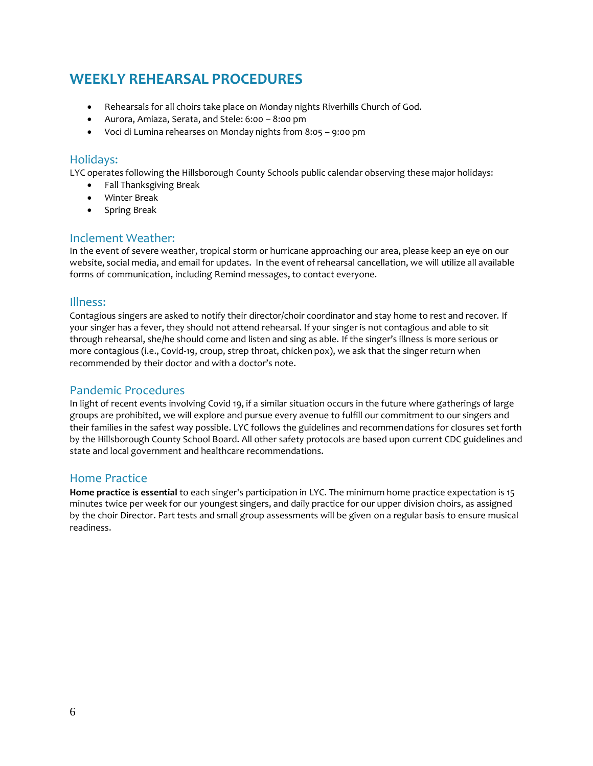# WEEKLY REHEARSAL PROCEDURES

- Rehearsals for all choirs take place on Monday nights Riverhills Church of God.
- Aurora, Amiaza, Serata, and Stele: 6:00 – 8:00 pm
- Voci di Lumina rehearses on Monday nights from 8:05 – 9:00 pm

## Holidays:

LYC operates following the Hillsborough County Schools public calendar observing these major holidays:

- Fall Thanksgiving Break
- Winter Break
- Spring Break

## Inclement Weather:

In the event of severe weather, tropical storm or hurricane approaching our area, please keep an eye on our website, social media, and email for updates. In the event of rehearsal cancellation, we will utilize all available forms of communication, including Remind messages, to contact everyone.

## Illness:

Contagious singers are asked to notify their director/choir coordinator and stay home to rest and recover. If your singer has a fever, they should not attend rehearsal. If your singer is not contagious and able to sit through rehearsal, she/he should come and listen and sing as able. If the singer's illness is more serious or more contagious (i.e., Covid-19, croup, strep throat, chicken pox), we ask that the singer return when recommended by their doctor and with a doctor's note.

## Pandemic Procedures

In light of recent events involving Covid 19, if a similar situation occurs in the future where gatherings of large groups are prohibited, we will explore and pursue every avenue to fulfill our commitment to our singers and their families in the safest way possible. LYC follows the guidelines and recommendations for closures set forth by the Hillsborough County School Board. All other safety protocols are based upon current CDC guidelines and state and local government and healthcare recommendations.

## Home Practice

**Home practice is essential** to each singer's participation in LYC. The minimum home practice expectation is 15 minutes twice per week for our youngest singers, and daily practice for our upper division choirs, as assigned by the choir Director. Part tests and small group assessments will be given on a regular basis to ensure musical readiness.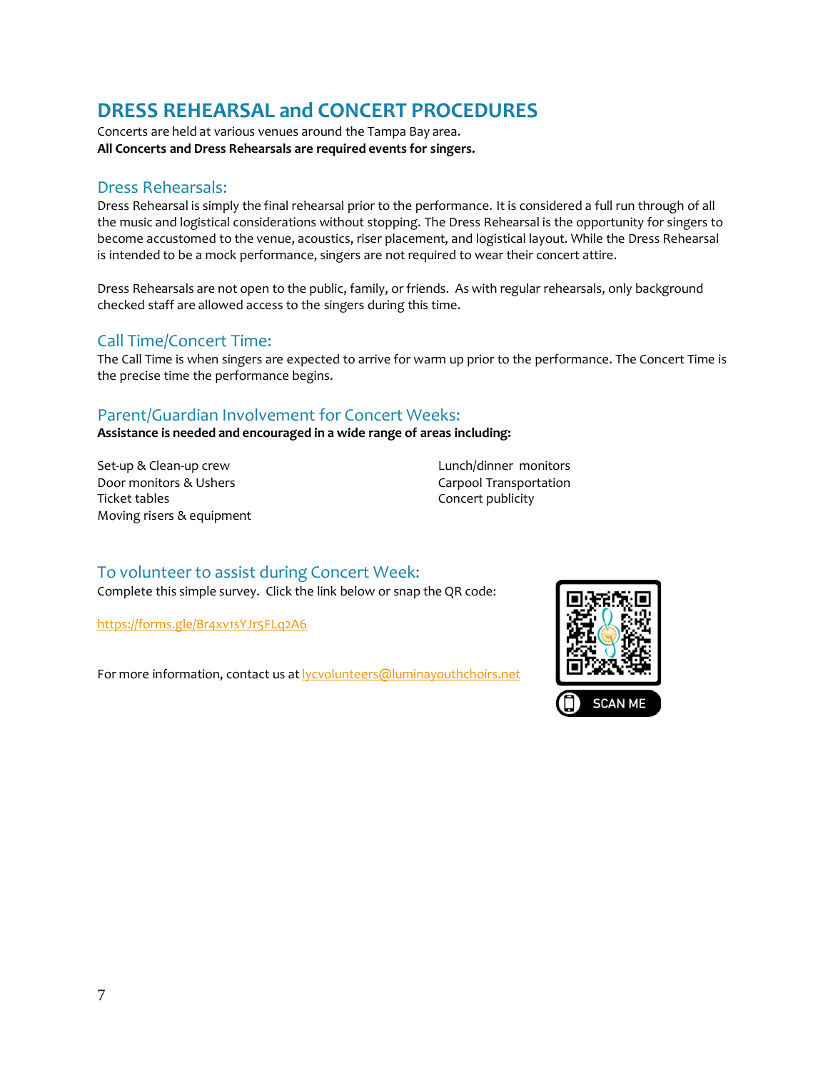# DRESS REHEARSAL and CONCERT PROCEDURES

Concerts are held at various venues around the Tampa Bay area.
**All Concerts and Dress Rehearsals are required events for singers.**

## Dress Rehearsals:

Dress Rehearsal is simply the final rehearsal prior to the performance. It is considered a full run through of all the music and logistical considerations without stopping. The Dress Rehearsal is the opportunity for singers to become accustomed to the venue, acoustics, riser placement, and logistical layout. While the Dress Rehearsal is intended to be a mock performance, singers are not required to wear their concert attire.

Dress Rehearsals are not open to the public, family, or friends. As with regular rehearsals, only background checked staff are allowed access to the singers during this time.

## Call Time/Concert Time:

The Call Time is when singers are expected to arrive for warm up prior to the performance. The Concert Time is the precise time the performance begins.

## Parent/Guardian Involvement for Concert Weeks:

**Assistance is needed and encouraged in a wide range of areas including:**

- Set-up & Clean-up crew
- Door monitors & Ushers
- Ticket tables
- Moving risers & equipment
- Lunch/dinner monitors
- Carpool Transportation
- Concert publicity

## To volunteer to assist during Concert Week:

Complete this simple survey. Click the link below or snap the QR code:

https://forms.gle/Br4xv1sYJr5FLq2A6

SCAN ME

For more information, contact us at lycvolunteers@luminayouthchoirs.net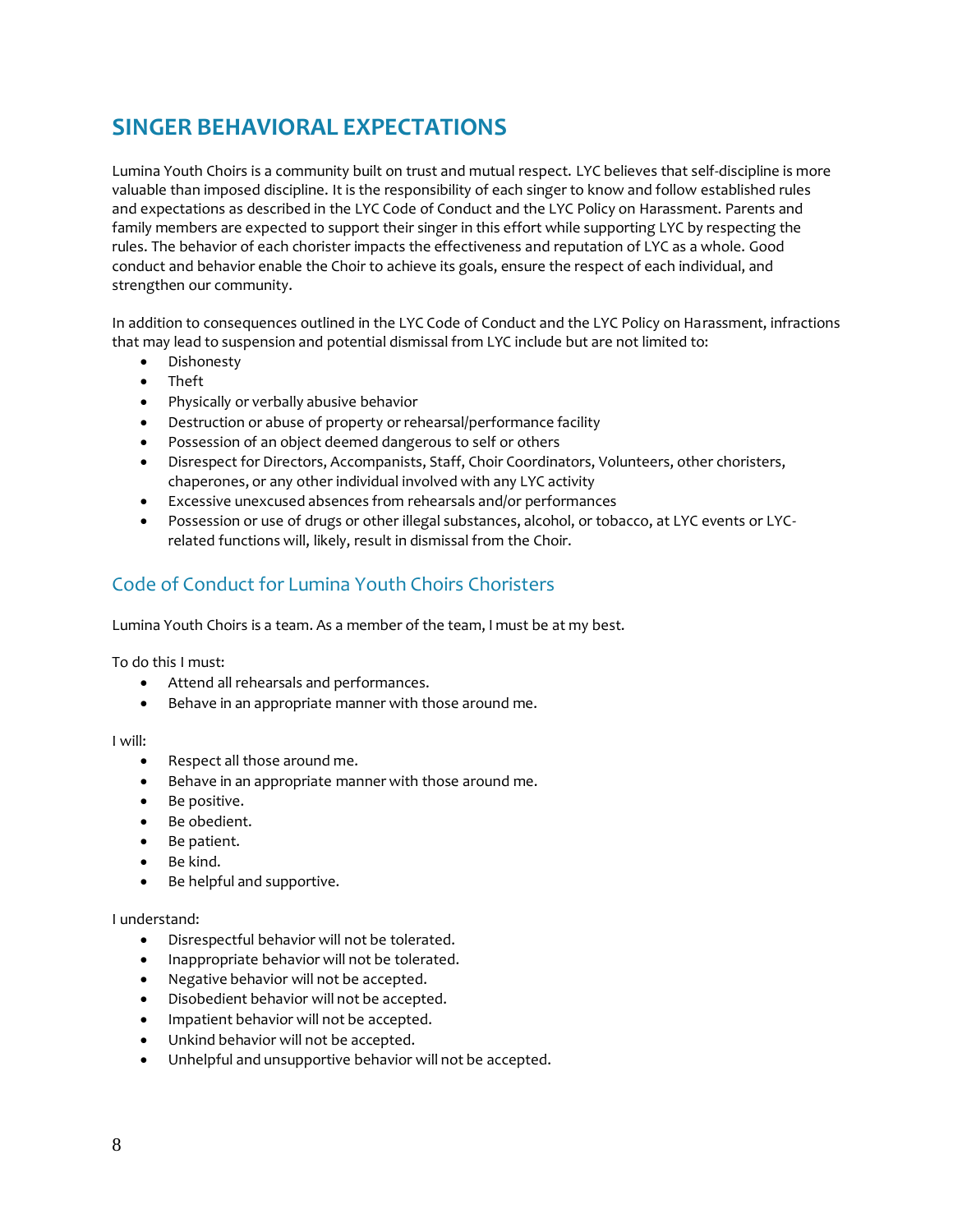# SINGER BEHAVIORAL EXPECTATIONS

Lumina Youth Choirs is a community built on trust and mutual respect. LYC believes that self-discipline is more valuable than imposed discipline. It is the responsibility of each singer to know and follow established rules and expectations as described in the LYC Code of Conduct and the LYC Policy on Harassment. Parents and family members are expected to support their singer in this effort while supporting LYC by respecting the rules. The behavior of each chorister impacts the effectiveness and reputation of LYC as a whole. Good conduct and behavior enable the Choir to achieve its goals, ensure the respect of each individual, and strengthen our community.

In addition to consequences outlined in the LYC Code of Conduct and the LYC Policy on Harassment, infractions that may lead to suspension and potential dismissal from LYC include but are not limited to:

- Dishonesty
- Theft
- Physically or verbally abusive behavior
- Destruction or abuse of property or rehearsal/performance facility
- Possession of an object deemed dangerous to self or others
- Disrespect for Directors, Accompanists, Staff, Choir Coordinators, Volunteers, other choristers, chaperones, or any other individual involved with any LYC activity
- Excessive unexcused absences from rehearsals and/or performances
- Possession or use of drugs or other illegal substances, alcohol, or tobacco, at LYC events or LYC-related functions will, likely, result in dismissal from the Choir.

## Code of Conduct for Lumina Youth Choirs Choristers

Lumina Youth Choirs is a team. As a member of the team, I must be at my best.

To do this I must:

- Attend all rehearsals and performances.
- Behave in an appropriate manner with those around me.

I will:

- Respect all those around me.
- Behave in an appropriate manner with those around me.
- Be positive.
- Be obedient.
- Be patient.
- Be kind.
- Be helpful and supportive.

I understand:

- Disrespectful behavior will not be tolerated.
- Inappropriate behavior will not be tolerated.
- Negative behavior will not be accepted.
- Disobedient behavior will not be accepted.
- Impatient behavior will not be accepted.
- Unkind behavior will not be accepted.
- Unhelpful and unsupportive behavior will not be accepted.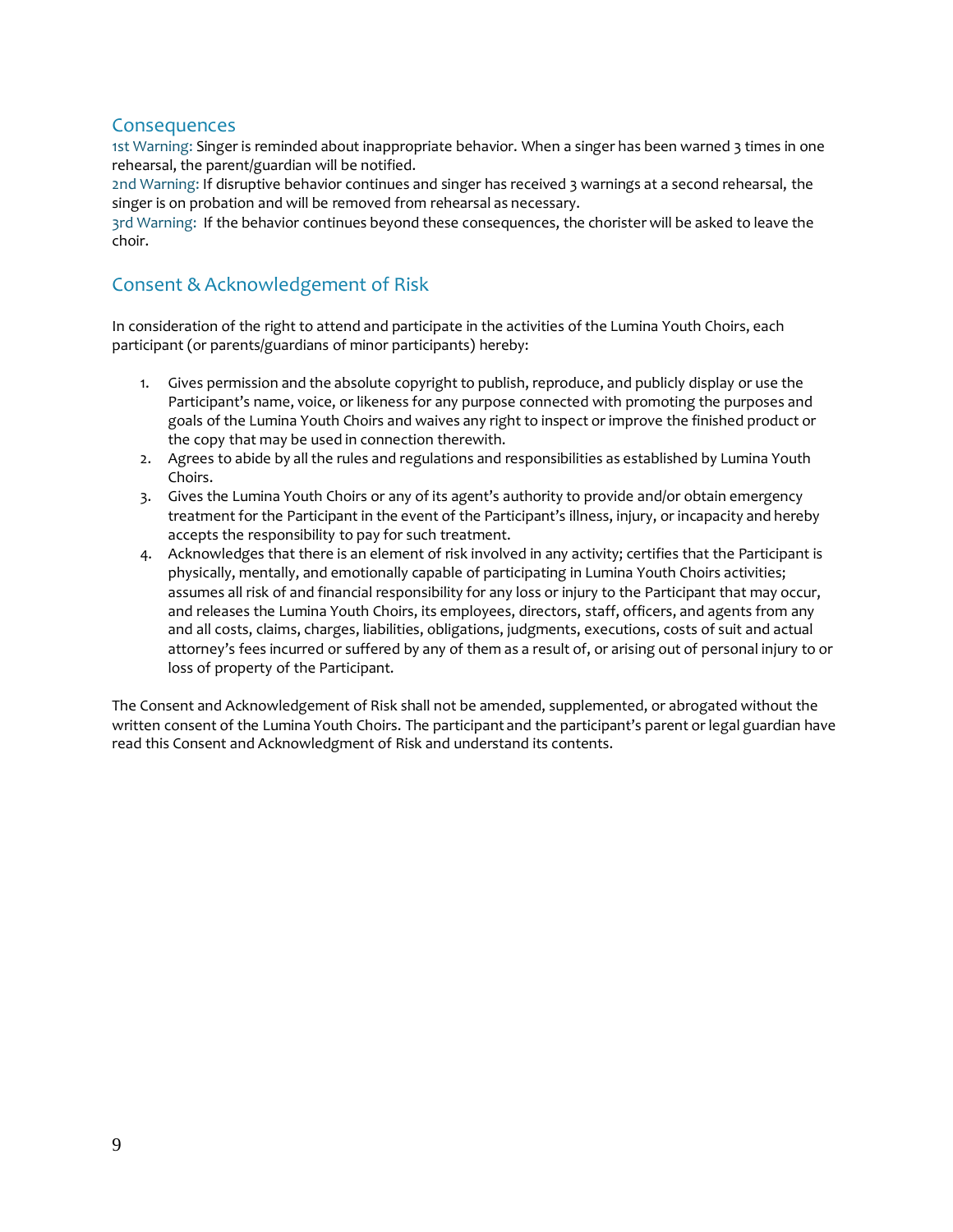## Consequences

1st Warning: Singer is reminded about inappropriate behavior. When a singer has been warned 3 times in one rehearsal, the parent/guardian will be notified.
2nd Warning: If disruptive behavior continues and singer has received 3 warnings at a second rehearsal, the singer is on probation and will be removed from rehearsal as necessary.
3rd Warning: If the behavior continues beyond these consequences, the chorister will be asked to leave the choir.

## Consent & Acknowledgement of Risk

In consideration of the right to attend and participate in the activities of the Lumina Youth Choirs, each participant (or parents/guardians of minor participants) hereby:

1. Gives permission and the absolute copyright to publish, reproduce, and publicly display or use the Participant's name, voice, or likeness for any purpose connected with promoting the purposes and goals of the Lumina Youth Choirs and waives any right to inspect or improve the finished product or the copy that may be used in connection therewith.
2. Agrees to abide by all the rules and regulations and responsibilities as established by Lumina Youth Choirs.
3. Gives the Lumina Youth Choirs or any of its agent's authority to provide and/or obtain emergency treatment for the Participant in the event of the Participant's illness, injury, or incapacity and hereby accepts the responsibility to pay for such treatment.
4. Acknowledges that there is an element of risk involved in any activity; certifies that the Participant is physically, mentally, and emotionally capable of participating in Lumina Youth Choirs activities; assumes all risk of and financial responsibility for any loss or injury to the Participant that may occur, and releases the Lumina Youth Choirs, its employees, directors, staff, officers, and agents from any and all costs, claims, charges, liabilities, obligations, judgments, executions, costs of suit and actual attorney's fees incurred or suffered by any of them as a result of, or arising out of personal injury to or loss of property of the Participant.

The Consent and Acknowledgement of Risk shall not be amended, supplemented, or abrogated without the written consent of the Lumina Youth Choirs. The participant and the participant's parent or legal guardian have read this Consent and Acknowledgment of Risk and understand its contents.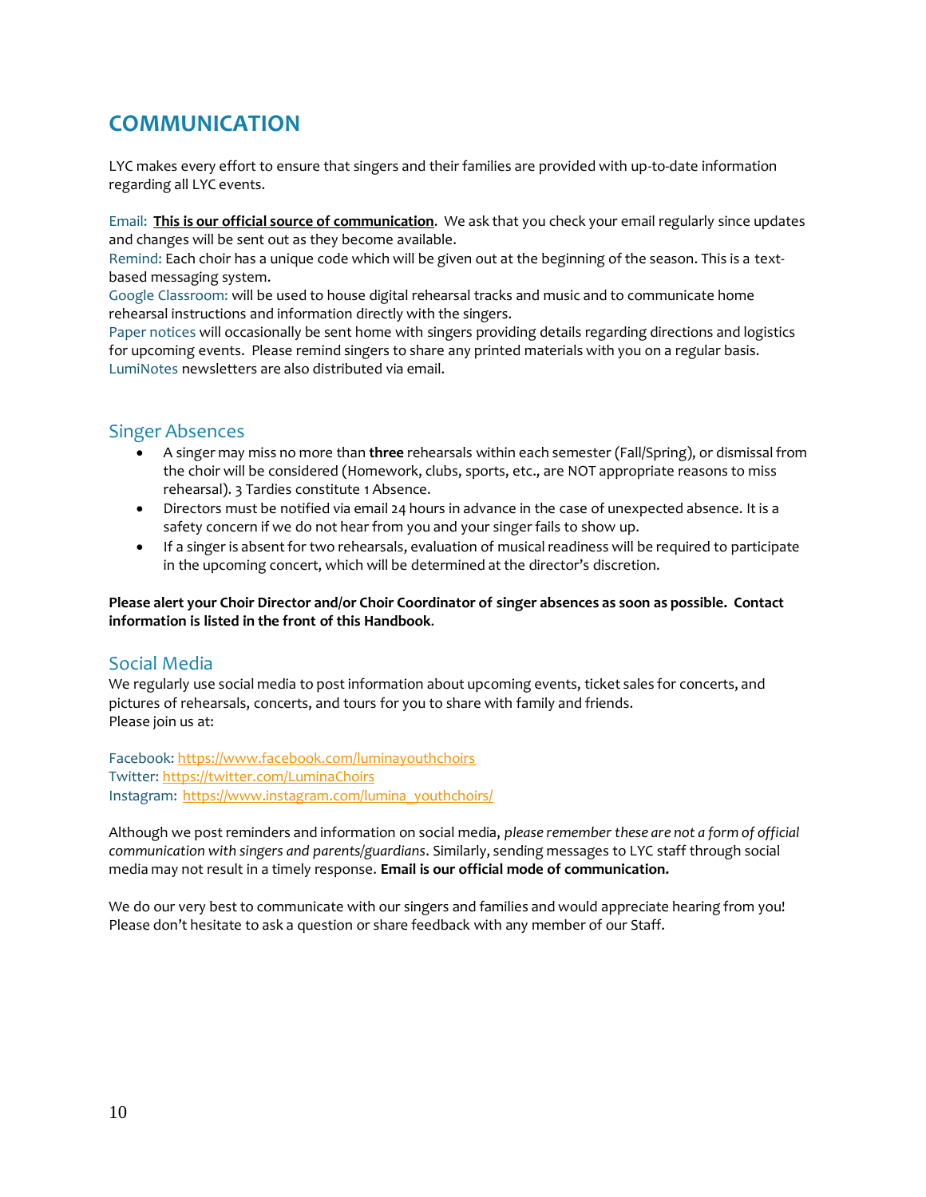# COMMUNICATION

LYC makes every effort to ensure that singers and their families are provided with up-to-date information regarding all LYC events.

Email: **<u>This is our official source of communication</u>**. We ask that you check your email regularly since updates and changes will be sent out as they become available.
Remind: Each choir has a unique code which will be given out at the beginning of the season. This is a text-based messaging system.
Google Classroom: will be used to house digital rehearsal tracks and music and to communicate home rehearsal instructions and information directly with the singers.
Paper notices will occasionally be sent home with singers providing details regarding directions and logistics for upcoming events. Please remind singers to share any printed materials with you on a regular basis.
LumiNotes newsletters are also distributed via email.

## Singer Absences

- A singer may miss no more than **three** rehearsals within each semester (Fall/Spring), or dismissal from the choir will be considered (Homework, clubs, sports, etc., are NOT appropriate reasons to miss rehearsal). 3 Tardies constitute 1 Absence.
- Directors must be notified via email 24 hours in advance in the case of unexpected absence. It is a safety concern if we do not hear from you and your singer fails to show up.
- If a singer is absent for two rehearsals, evaluation of musical readiness will be required to participate in the upcoming concert, which will be determined at the director's discretion.

**Please alert your Choir Director and/or Choir Coordinator of singer absences as soon as possible. Contact information is listed in the front of this Handbook**.

## Social Media

We regularly use social media to post information about upcoming events, ticket sales for concerts, and pictures of rehearsals, concerts, and tours for you to share with family and friends.
Please join us at:

Facebook: https://www.facebook.com/luminayouthchoirs
Twitter: https://twitter.com/LuminaChoirs
Instagram: https://www.instagram.com/lumina_youthchoirs/

Although we post reminders and information on social media, *please remember these are not a form of official communication with singers and parents/guardians*. Similarly, sending messages to LYC staff through social media may not result in a timely response. **Email is our official mode of communication.**

We do our very best to communicate with our singers and families and would appreciate hearing from you! Please don't hesitate to ask a question or share feedback with any member of our Staff.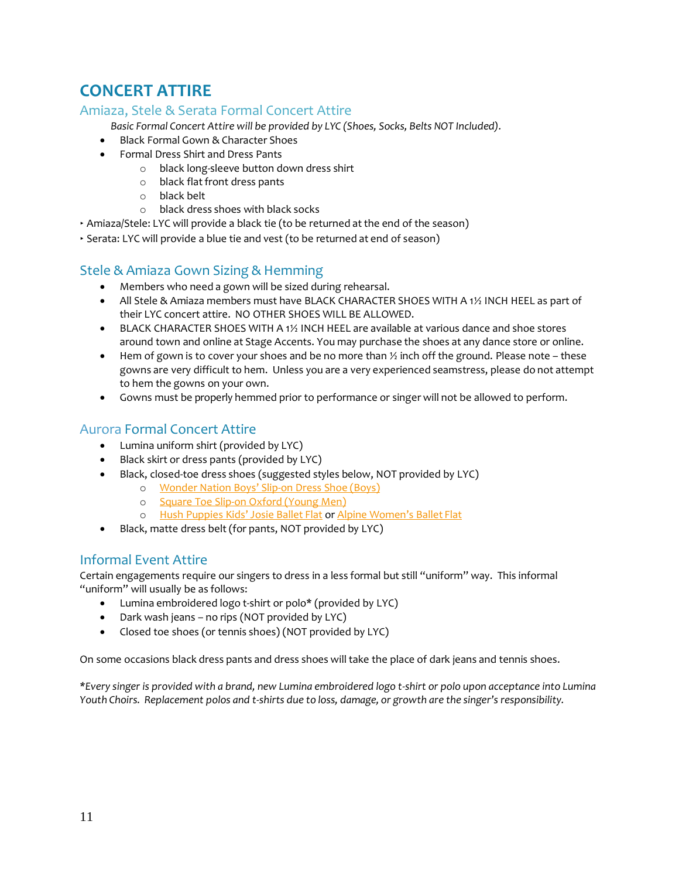# CONCERT ATTIRE

## Amiaza, Stele & Serata Formal Concert Attire

*Basic Formal Concert Attire will be provided by LYC (Shoes, Socks, Belts NOT Included).*

- Black Formal Gown & Character Shoes
- Formal Dress Shirt and Dress Pants
  - black long-sleeve button down dress shirt
  - black flat front dress pants
  - black belt
  - black dress shoes with black socks

‣ Amiaza/Stele: LYC will provide a black tie (to be returned at the end of the season)

‣ Serata: LYC will provide a blue tie and vest (to be returned at end of season)

## Stele & Amiaza Gown Sizing & Hemming

- Members who need a gown will be sized during rehearsal.
- All Stele & Amiaza members must have BLACK CHARACTER SHOES WITH A 1½ INCH HEEL as part of their LYC concert attire. NO OTHER SHOES WILL BE ALLOWED.
- BLACK CHARACTER SHOES WITH A 1½ INCH HEEL are available at various dance and shoe stores around town and online at Stage Accents. You may purchase the shoes at any dance store or online.
- Hem of gown is to cover your shoes and be no more than ½ inch off the ground. Please note – these gowns are very difficult to hem. Unless you are a very experienced seamstress, please do not attempt to hem the gowns on your own.
- Gowns must be properly hemmed prior to performance or singer will not be allowed to perform.

## Aurora Formal Concert Attire

- Lumina uniform shirt (provided by LYC)
- Black skirt or dress pants (provided by LYC)
- Black, closed-toe dress shoes (suggested styles below, NOT provided by LYC)
  - Wonder Nation Boys' Slip-on Dress Shoe (Boys)
  - Square Toe Slip-on Oxford (Young Men)
  - Hush Puppies Kids' Josie Ballet Flat or Alpine Women's Ballet Flat
- Black, matte dress belt (for pants, NOT provided by LYC)

## Informal Event Attire

Certain engagements require our singers to dress in a less formal but still "uniform" way. This informal "uniform" will usually be as follows:

- Lumina embroidered logo t-shirt or polo* (provided by LYC)
- Dark wash jeans – no rips (NOT provided by LYC)
- Closed toe shoes (or tennis shoes) (NOT provided by LYC)

On some occasions black dress pants and dress shoes will take the place of dark jeans and tennis shoes.

*\*Every singer is provided with a brand, new Lumina embroidered logo t-shirt or polo upon acceptance into Lumina Youth Choirs. Replacement polos and t-shirts due to loss, damage, or growth are the singer's responsibility.*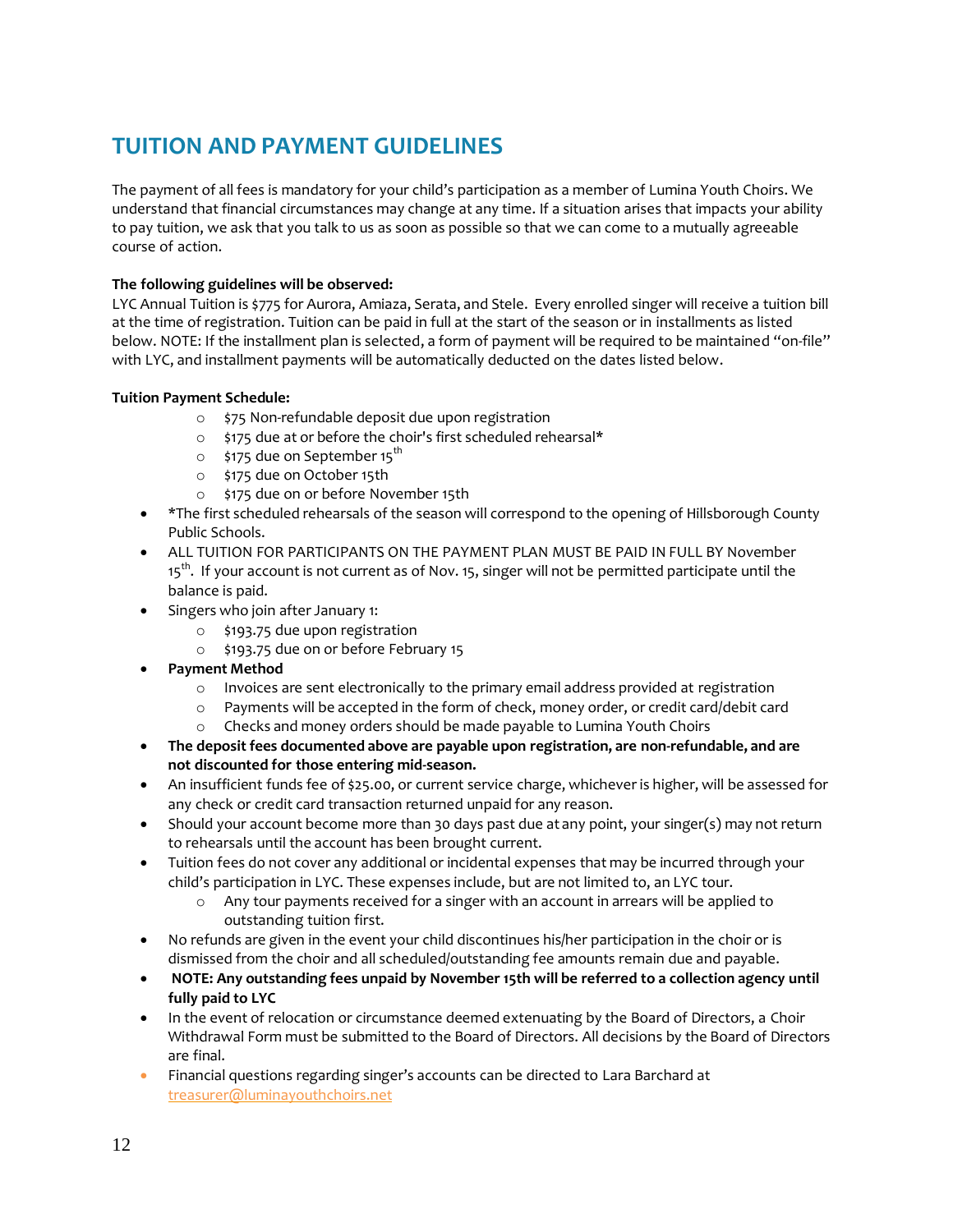## TUITION AND PAYMENT GUIDELINES

The payment of all fees is mandatory for your child's participation as a member of Lumina Youth Choirs. We understand that financial circumstances may change at any time. If a situation arises that impacts your ability to pay tuition, we ask that you talk to us as soon as possible so that we can come to a mutually agreeable course of action.

**The following guidelines will be observed:**
LYC Annual Tuition is $775 for Aurora, Amiaza, Serata, and Stele. Every enrolled singer will receive a tuition bill at the time of registration. Tuition can be paid in full at the start of the season or in installments as listed below. NOTE: If the installment plan is selected, a form of payment will be required to be maintained "on-file" with LYC, and installment payments will be automatically deducted on the dates listed below.

**Tuition Payment Schedule:**

- $75 Non-refundable deposit due upon registration
- $175 due at or before the choir's first scheduled rehearsal*
- $175 due on September 15th
- $175 due on October 15th
- $175 due on or before November 15th

- *The first scheduled rehearsals of the season will correspond to the opening of Hillsborough County Public Schools.
- ALL TUITION FOR PARTICIPANTS ON THE PAYMENT PLAN MUST BE PAID IN FULL BY November 15th. If your account is not current as of Nov. 15, singer will not be permitted participate until the balance is paid.
- Singers who join after January 1:
  - $193.75 due upon registration
  - $193.75 due on or before February 15
- **Payment Method**
  - Invoices are sent electronically to the primary email address provided at registration
  - Payments will be accepted in the form of check, money order, or credit card/debit card
  - Checks and money orders should be made payable to Lumina Youth Choirs
- **The deposit fees documented above are payable upon registration, are non-refundable, and are not discounted for those entering mid-season.**
- An insufficient funds fee of $25.00, or current service charge, whichever is higher, will be assessed for any check or credit card transaction returned unpaid for any reason.
- Should your account become more than 30 days past due at any point, your singer(s) may not return to rehearsals until the account has been brought current.
- Tuition fees do not cover any additional or incidental expenses that may be incurred through your child's participation in LYC. These expenses include, but are not limited to, an LYC tour.
  - Any tour payments received for a singer with an account in arrears will be applied to outstanding tuition first.
- No refunds are given in the event your child discontinues his/her participation in the choir or is dismissed from the choir and all scheduled/outstanding fee amounts remain due and payable.
- **NOTE: Any outstanding fees unpaid by November 15th will be referred to a collection agency until fully paid to LYC**
- In the event of relocation or circumstance deemed extenuating by the Board of Directors, a Choir Withdrawal Form must be submitted to the Board of Directors. All decisions by the Board of Directors are final.
- Financial questions regarding singer's accounts can be directed to Lara Barchard at treasurer@luminayouthchoirs.net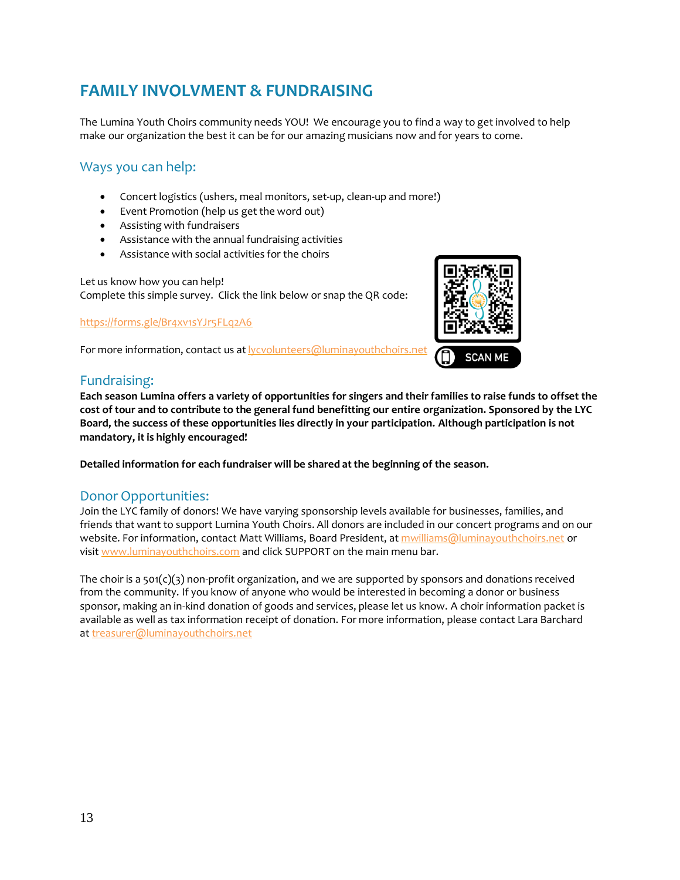# FAMILY INVOLVMENT & FUNDRAISING

The Lumina Youth Choirs community needs YOU! We encourage you to find a way to get involved to help make our organization the best it can be for our amazing musicians now and for years to come.

## Ways you can help:

- Concert logistics (ushers, meal monitors, set-up, clean-up and more!)
- Event Promotion (help us get the word out)
- Assisting with fundraisers
- Assistance with the annual fundraising activities
- Assistance with social activities for the choirs

Let us know how you can help!
Complete this simple survey. Click the link below or snap the QR code:

https://forms.gle/Br4xv1sYJr5FLq2A6

For more information, contact us at lycvolunteers@luminayouthchoirs.net

## Fundraising:

**Each season Lumina offers a variety of opportunities for singers and their families to raise funds to offset the cost of tour and to contribute to the general fund benefitting our entire organization. Sponsored by the LYC Board, the success of these opportunities lies directly in your participation. Although participation is not mandatory, it is highly encouraged!**

**Detailed information for each fundraiser will be shared at the beginning of the season.**

## Donor Opportunities:

Join the LYC family of donors! We have varying sponsorship levels available for businesses, families, and friends that want to support Lumina Youth Choirs. All donors are included in our concert programs and on our website. For information, contact Matt Williams, Board President, at mwilliams@luminayouthchoirs.net or visit www.luminayouthchoirs.com and click SUPPORT on the main menu bar.

The choir is a 501(c)(3) non-profit organization, and we are supported by sponsors and donations received from the community. If you know of anyone who would be interested in becoming a donor or business sponsor, making an in-kind donation of goods and services, please let us know. A choir information packet is available as well as tax information receipt of donation. For more information, please contact Lara Barchard at treasurer@luminayouthchoirs.net